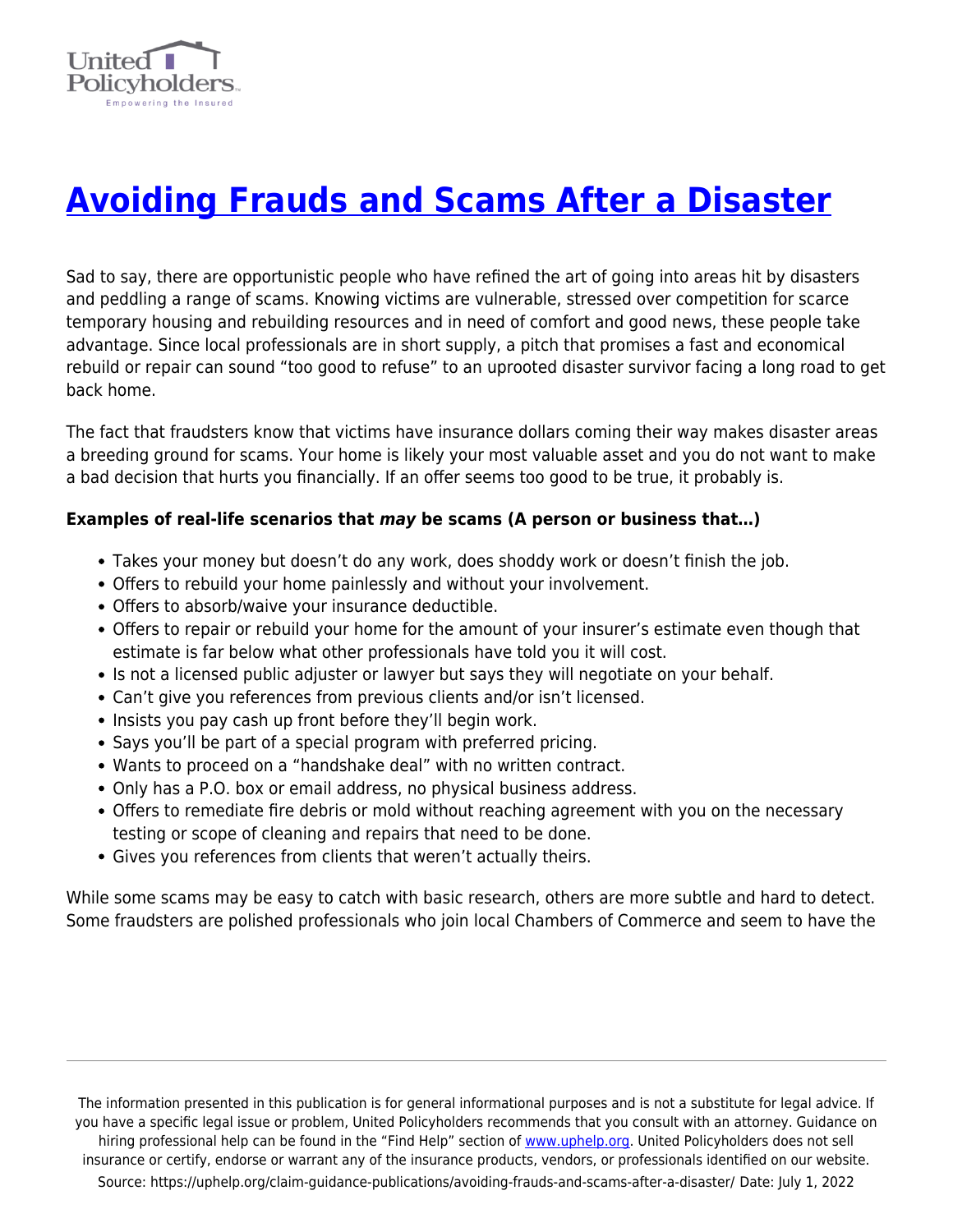# [Avoiding Frauds and Scams After a Disaster](https://uphelp.org/claim-guidance-publications/avoiding-frauds-and-scams-after-a-disaster/)

Sad to say, there are opportunistic people who have refined the art of going into areas hit by disasters and peddling a range of scams. Knowing victims are vulnerable, stressed over competition for scarce temporary housing and rebuilding resources and in need of comfort and good news, these people take advantage. Since local professionals are in short supply, a pitch that promises a fast and economical rebuild or repair can sound "too good to refuse" to an uprooted disaster survivor facing a long road to get back home.

The fact that fraudsters know that victims have insurance dollars coming their way makes disaster areas a breeding ground for scams. Your home is likely your most valuable asset and you do not want to make a bad decision that hurts you financially. If an offer seems too good to be true, it probably is.

**Examples of real-life scenarios that *may* be scams (A person or business that…)**

- Takes your money but doesn't do any work, does shoddy work or doesn't finish the job.
- Offers to rebuild your home painlessly and without your involvement.
- Offers to absorb/waive your insurance deductible.
- Offers to repair or rebuild your home for the amount of your insurer's estimate even though that estimate is far below what other professionals have told you it will cost.
- Is not a licensed public adjuster or lawyer but says they will negotiate on your behalf.
- Can't give you references from previous clients and/or isn't licensed.
- Insists you pay cash up front before they'll begin work.
- Says you'll be part of a special program with preferred pricing.
- Wants to proceed on a "handshake deal" with no written contract.
- Only has a P.O. box or email address, no physical business address.
- Offers to remediate fire debris or mold without reaching agreement with you on the necessary testing or scope of cleaning and repairs that need to be done.
- Gives you references from clients that weren't actually theirs.

While some scams may be easy to catch with basic research, others are more subtle and hard to detect. Some fraudsters are polished professionals who join local Chambers of Commerce and seem to have the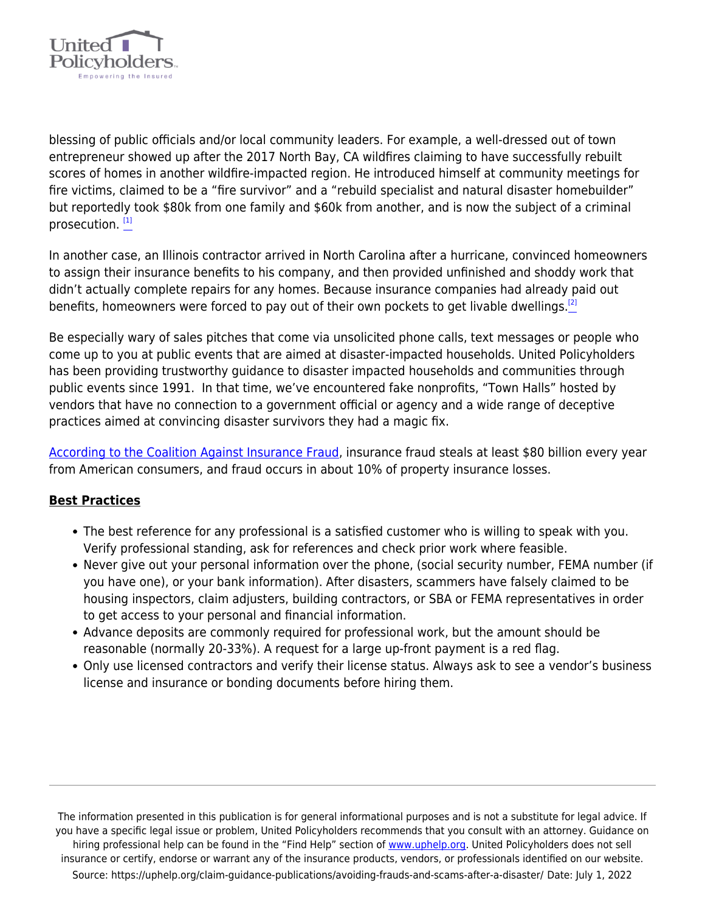blessing of public officials and/or local community leaders. For example, a well-dressed out of town entrepreneur showed up after the 2017 North Bay, CA wildfires claiming to have successfully rebuilt scores of homes in another wildfire-impacted region. He introduced himself at community meetings for fire victims, claimed to be a "fire survivor" and a "rebuild specialist and natural disaster homebuilder" but reportedly took $80k from one family and $60k from another, and is now the subject of a criminal prosecution. [1]

In another case, an Illinois contractor arrived in North Carolina after a hurricane, convinced homeowners to assign their insurance benefits to his company, and then provided unfinished and shoddy work that didn't actually complete repairs for any homes. Because insurance companies had already paid out benefits, homeowners were forced to pay out of their own pockets to get livable dwellings.[2]

Be especially wary of sales pitches that come via unsolicited phone calls, text messages or people who come up to you at public events that are aimed at disaster-impacted households. United Policyholders has been providing trustworthy guidance to disaster impacted households and communities through public events since 1991. In that time, we've encountered fake nonprofits, "Town Halls" hosted by vendors that have no connection to a government official or agency and a wide range of deceptive practices aimed at convincing disaster survivors they had a magic fix.

According to the Coalition Against Insurance Fraud, insurance fraud steals at least $80 billion every year from American consumers, and fraud occurs in about 10% of property insurance losses.

**Best Practices**

- The best reference for any professional is a satisfied customer who is willing to speak with you. Verify professional standing, ask for references and check prior work where feasible.
- Never give out your personal information over the phone, (social security number, FEMA number (if you have one), or your bank information). After disasters, scammers have falsely claimed to be housing inspectors, claim adjusters, building contractors, or SBA or FEMA representatives in order to get access to your personal and financial information.
- Advance deposits are commonly required for professional work, but the amount should be reasonable (normally 20-33%). A request for a large up-front payment is a red flag.
- Only use licensed contractors and verify their license status. Always ask to see a vendor's business license and insurance or bonding documents before hiring them.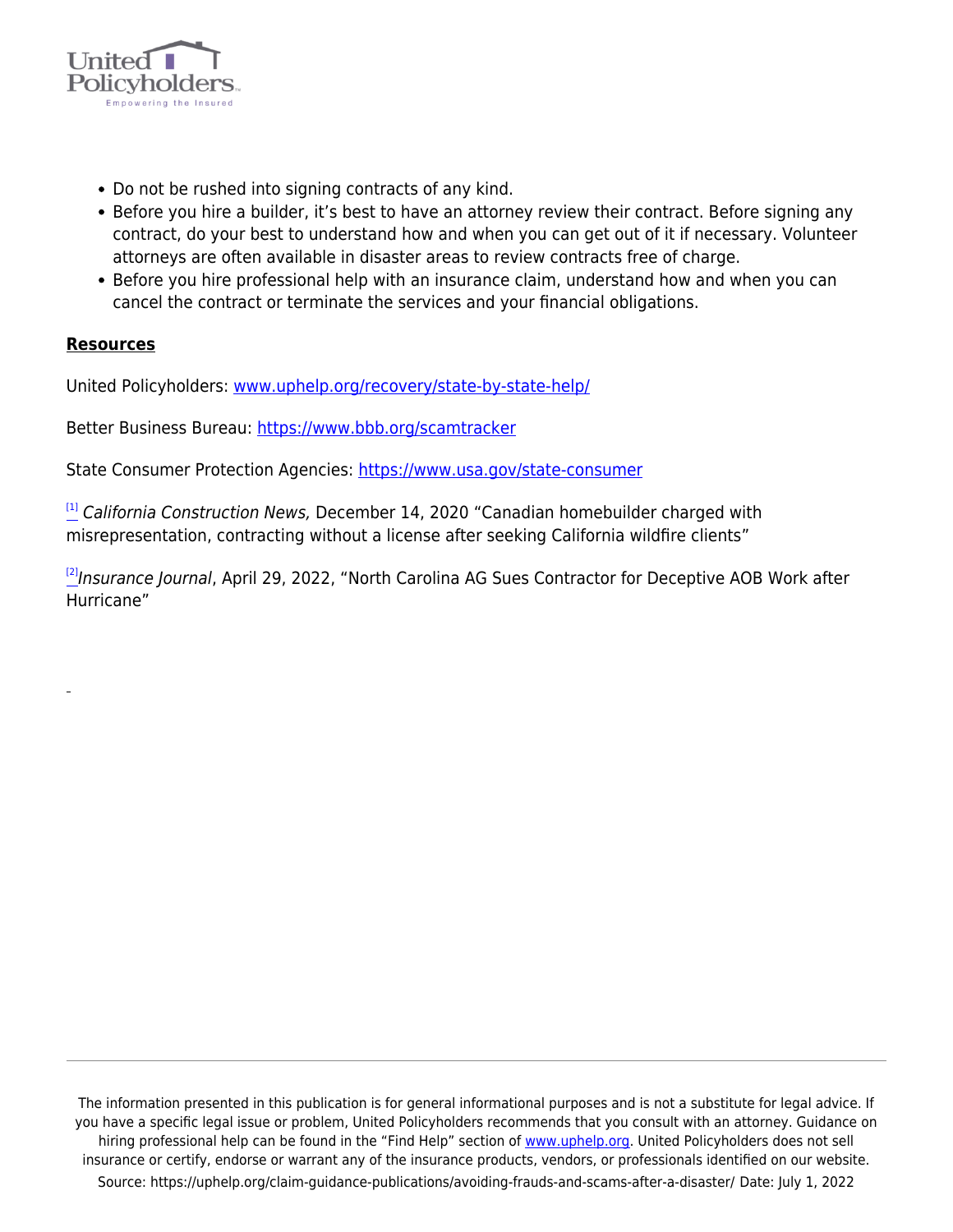- Do not be rushed into signing contracts of any kind.
- Before you hire a builder, it's best to have an attorney review their contract. Before signing any contract, do your best to understand how and when you can get out of it if necessary. Volunteer attorneys are often available in disaster areas to review contracts free of charge.
- Before you hire professional help with an insurance claim, understand how and when you can cancel the contract or terminate the services and your financial obligations.

**Resources**

United Policyholders: www.uphelp.org/recovery/state-by-state-help/

Better Business Bureau: https://www.bbb.org/scamtracker

State Consumer Protection Agencies: https://www.usa.gov/state-consumer

[1] *California Construction News,* December 14, 2020 "Canadian homebuilder charged with misrepresentation, contracting without a license after seeking California wildfire clients"

[2] *Insurance Journal*, April 29, 2022, "North Carolina AG Sues Contractor for Deceptive AOB Work after Hurricane"

The information presented in this publication is for general informational purposes and is not a substitute for legal advice. If you have a specific legal issue or problem, United Policyholders recommends that you consult with an attorney. Guidance on hiring professional help can be found in the "Find Help" section of www.uphelp.org. United Policyholders does not sell insurance or certify, endorse or warrant any of the insurance products, vendors, or professionals identified on our website.

Source: https://uphelp.org/claim-guidance-publications/avoiding-frauds-and-scams-after-a-disaster/ Date: July 1, 2022